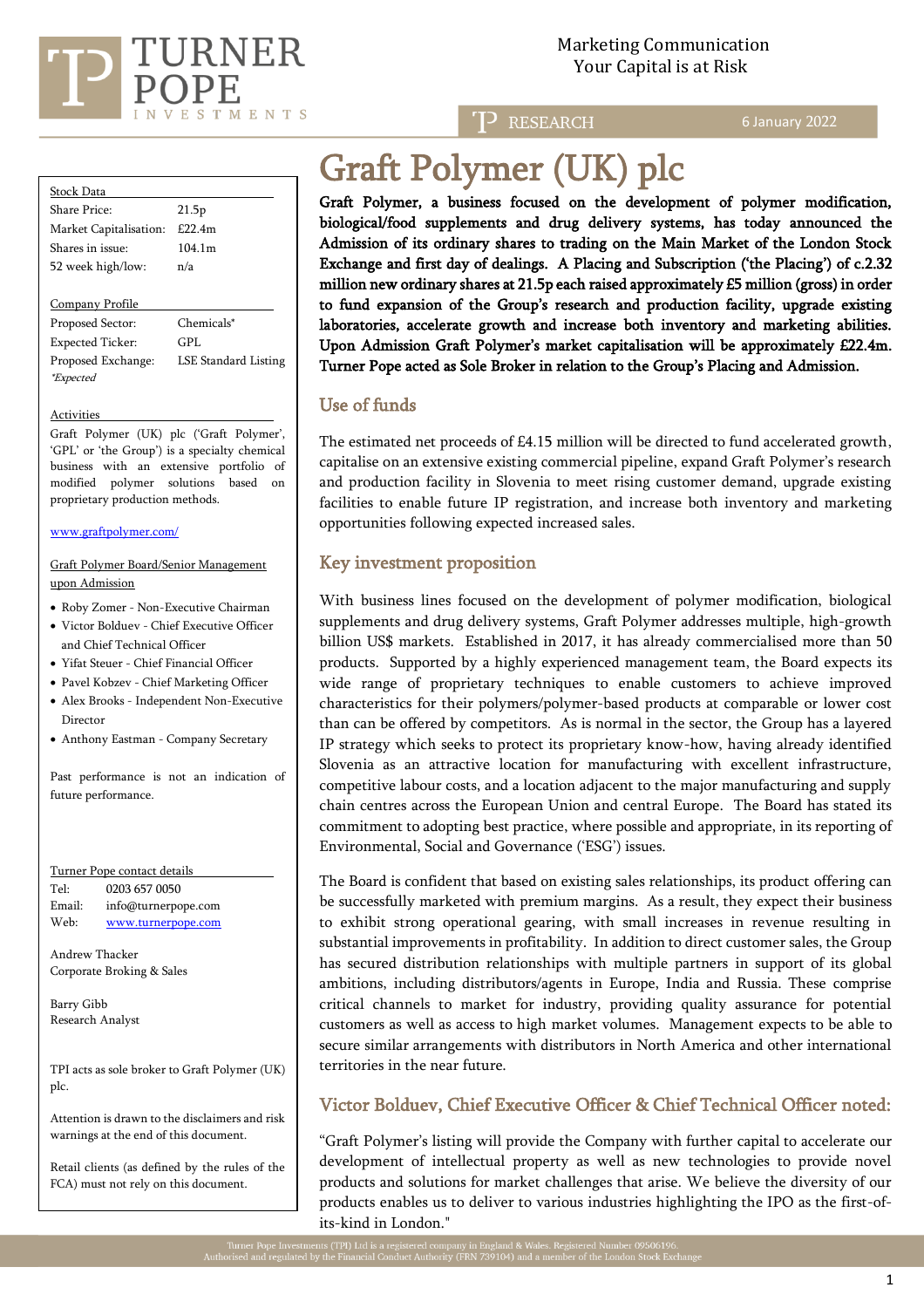Marketing Communication
Your Capital is at Risk

RESEARCH — 6 January 2022

# Graft Polymer (UK) plc

**Graft Polymer, a business focused on the development of polymer modification, biological/food supplements and drug delivery systems, has today announced the Admission of its ordinary shares to trading on the Main Market of the London Stock Exchange and first day of dealings. A Placing and Subscription ('the Placing') of c.2.32 million new ordinary shares at 21.5p each raised approximately £5 million (gross) in order to fund expansion of the Group's research and production facility, upgrade existing laboratories, accelerate growth and increase both inventory and marketing abilities. Upon Admission Graft Polymer's market capitalisation will be approximately £22.4m. Turner Pope acted as Sole Broker in relation to the Group's Placing and Admission.**

## Use of funds

The estimated net proceeds of £4.15 million will be directed to fund accelerated growth, capitalise on an extensive existing commercial pipeline, expand Graft Polymer's research and production facility in Slovenia to meet rising customer demand, upgrade existing facilities to enable future IP registration, and increase both inventory and marketing opportunities following expected increased sales.

## Key investment proposition

With business lines focused on the development of polymer modification, biological supplements and drug delivery systems, Graft Polymer addresses multiple, high-growth billion US$ markets. Established in 2017, it has already commercialised more than 50 products. Supported by a highly experienced management team, the Board expects its wide range of proprietary techniques to enable customers to achieve improved characteristics for their polymers/polymer-based products at comparable or lower cost than can be offered by competitors. As is normal in the sector, the Group has a layered IP strategy which seeks to protect its proprietary know-how, having already identified Slovenia as an attractive location for manufacturing with excellent infrastructure, competitive labour costs, and a location adjacent to the major manufacturing and supply chain centres across the European Union and central Europe. The Board has stated its commitment to adopting best practice, where possible and appropriate, in its reporting of Environmental, Social and Governance ('ESG') issues.

The Board is confident that based on existing sales relationships, its product offering can be successfully marketed with premium margins. As a result, they expect their business to exhibit strong operational gearing, with small increases in revenue resulting in substantial improvements in profitability. In addition to direct customer sales, the Group has secured distribution relationships with multiple partners in support of its global ambitions, including distributors/agents in Europe, India and Russia. These comprise critical channels to market for industry, providing quality assurance for potential customers as well as access to high market volumes. Management expects to be able to secure similar arrangements with distributors in North America and other international territories in the near future.

## Victor Bolduev, Chief Executive Officer & Chief Technical Officer noted:

"Graft Polymer's listing will provide the Company with further capital to accelerate our development of intellectual property as well as new technologies to provide novel products and solutions for market challenges that arise. We believe the diversity of our products enables us to deliver to various industries highlighting the IPO as the first-of-its-kind in London."

---

**Stock Data**

| | |
|---|---|
| Share Price: | 21.5p |
| Market Capitalisation: | £22.4m |
| Shares in issue: | 104.1m |
| 52 week high/low: | n/a |

**Company Profile**

| | |
|---|---|
| Proposed Sector: | Chemicals* |
| Expected Ticker: | GPL |
| Proposed Exchange: | LSE Standard Listing |

*\*Expected*

**Activities**

Graft Polymer (UK) plc ('Graft Polymer', 'GPL' or 'the Group') is a specialty chemical business with an extensive portfolio of modified polymer solutions based on proprietary production methods.

www.graftpolymer.com/

**Graft Polymer Board/Senior Management upon Admission**

- Roby Zomer - Non-Executive Chairman
- Victor Bolduev - Chief Executive Officer and Chief Technical Officer
- Yifat Steuer - Chief Financial Officer
- Pavel Kobzev - Chief Marketing Officer
- Alex Brooks - Independent Non-Executive Director
- Anthony Eastman - Company Secretary

Past performance is not an indication of future performance.

**Turner Pope contact details**

| | |
|---|---|
| Tel: | 0203 657 0050 |
| Email: | info@turnerpope.com |
| Web: | www.turnerpope.com |

Andrew Thacker
Corporate Broking & Sales

Barry Gibb
Research Analyst

TPI acts as sole broker to Graft Polymer (UK) plc.

Attention is drawn to the disclaimers and risk warnings at the end of this document.

Retail clients (as defined by the rules of the FCA) must not rely on this document.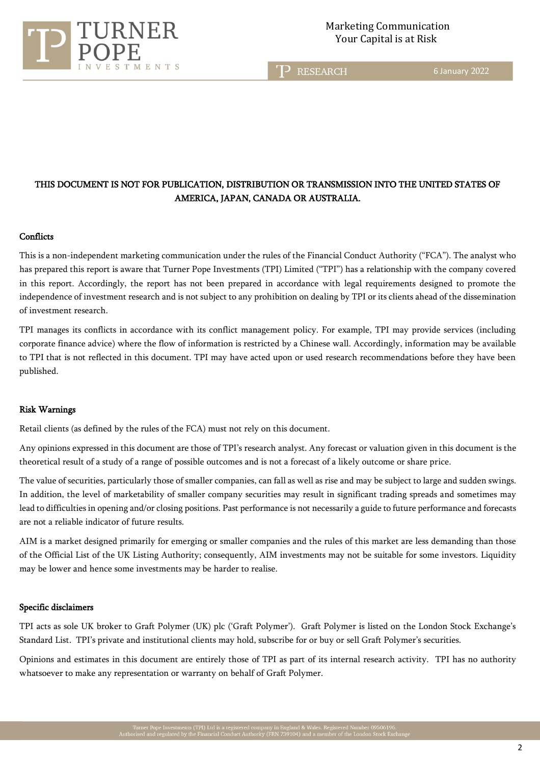**THIS DOCUMENT IS NOT FOR PUBLICATION, DISTRIBUTION OR TRANSMISSION INTO THE UNITED STATES OF AMERICA, JAPAN, CANADA OR AUSTRALIA.**

## Conflicts

This is a non-independent marketing communication under the rules of the Financial Conduct Authority ("FCA"). The analyst who has prepared this report is aware that Turner Pope Investments (TPI) Limited ("TPI") has a relationship with the company covered in this report. Accordingly, the report has not been prepared in accordance with legal requirements designed to promote the independence of investment research and is not subject to any prohibition on dealing by TPI or its clients ahead of the dissemination of investment research.

TPI manages its conflicts in accordance with its conflict management policy. For example, TPI may provide services (including corporate finance advice) where the flow of information is restricted by a Chinese wall. Accordingly, information may be available to TPI that is not reflected in this document. TPI may have acted upon or used research recommendations before they have been published.

## Risk Warnings

Retail clients (as defined by the rules of the FCA) must not rely on this document.

Any opinions expressed in this document are those of TPI's research analyst. Any forecast or valuation given in this document is the theoretical result of a study of a range of possible outcomes and is not a forecast of a likely outcome or share price.

The value of securities, particularly those of smaller companies, can fall as well as rise and may be subject to large and sudden swings. In addition, the level of marketability of smaller company securities may result in significant trading spreads and sometimes may lead to difficulties in opening and/or closing positions. Past performance is not necessarily a guide to future performance and forecasts are not a reliable indicator of future results.

AIM is a market designed primarily for emerging or smaller companies and the rules of this market are less demanding than those of the Official List of the UK Listing Authority; consequently, AIM investments may not be suitable for some investors. Liquidity may be lower and hence some investments may be harder to realise.

## Specific disclaimers

TPI acts as sole UK broker to Graft Polymer (UK) plc ('Graft Polymer'). Graft Polymer is listed on the London Stock Exchange's Standard List. TPI's private and institutional clients may hold, subscribe for or buy or sell Graft Polymer's securities.

Opinions and estimates in this document are entirely those of TPI as part of its internal research activity. TPI has no authority whatsoever to make any representation or warranty on behalf of Graft Polymer.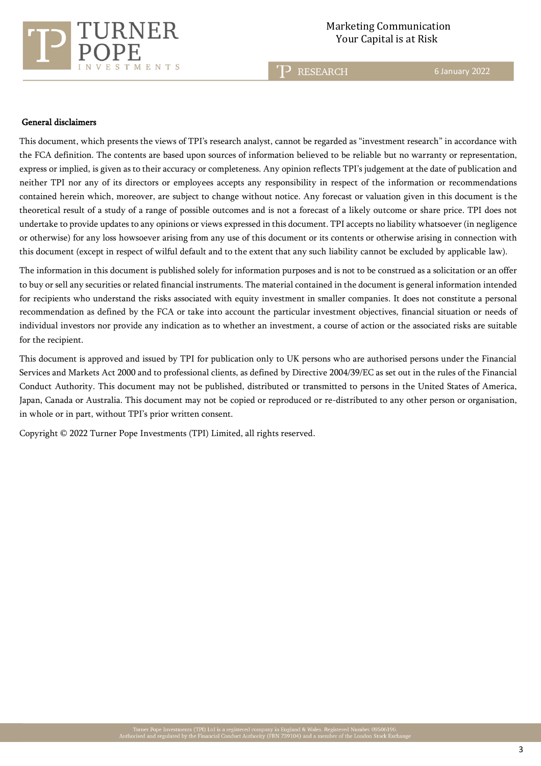## General disclaimers

This document, which presents the views of TPI's research analyst, cannot be regarded as "investment research" in accordance with the FCA definition. The contents are based upon sources of information believed to be reliable but no warranty or representation, express or implied, is given as to their accuracy or completeness. Any opinion reflects TPI's judgement at the date of publication and neither TPI nor any of its directors or employees accepts any responsibility in respect of the information or recommendations contained herein which, moreover, are subject to change without notice. Any forecast or valuation given in this document is the theoretical result of a study of a range of possible outcomes and is not a forecast of a likely outcome or share price. TPI does not undertake to provide updates to any opinions or views expressed in this document. TPI accepts no liability whatsoever (in negligence or otherwise) for any loss howsoever arising from any use of this document or its contents or otherwise arising in connection with this document (except in respect of wilful default and to the extent that any such liability cannot be excluded by applicable law).

The information in this document is published solely for information purposes and is not to be construed as a solicitation or an offer to buy or sell any securities or related financial instruments. The material contained in the document is general information intended for recipients who understand the risks associated with equity investment in smaller companies. It does not constitute a personal recommendation as defined by the FCA or take into account the particular investment objectives, financial situation or needs of individual investors nor provide any indication as to whether an investment, a course of action or the associated risks are suitable for the recipient.

This document is approved and issued by TPI for publication only to UK persons who are authorised persons under the Financial Services and Markets Act 2000 and to professional clients, as defined by Directive 2004/39/EC as set out in the rules of the Financial Conduct Authority. This document may not be published, distributed or transmitted to persons in the United States of America, Japan, Canada or Australia. This document may not be copied or reproduced or re-distributed to any other person or organisation, in whole or in part, without TPI's prior written consent.

Copyright © 2022 Turner Pope Investments (TPI) Limited, all rights reserved.